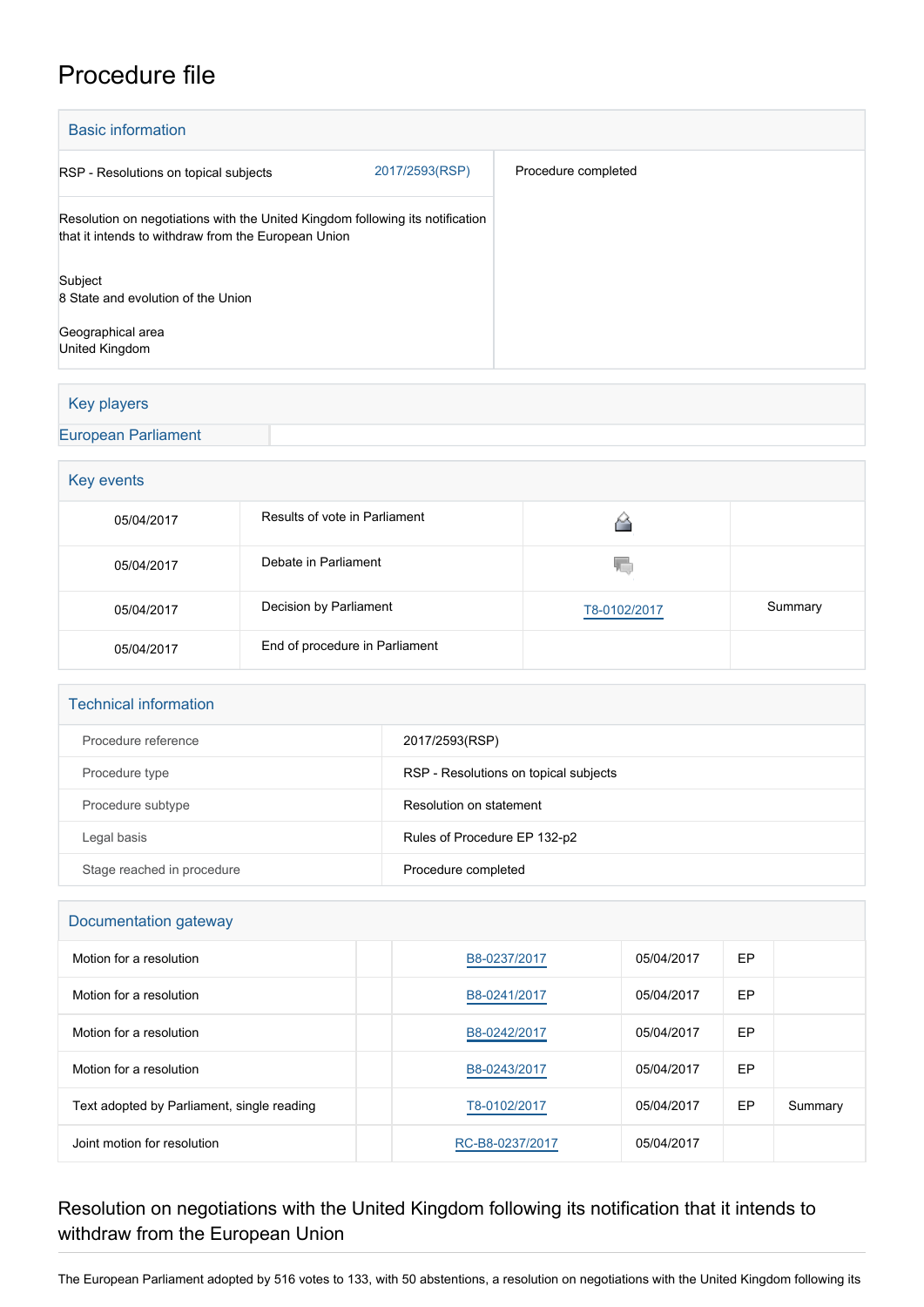# Procedure file

## Basic information

| | |
|---|---|
| RSP - Resolutions on topical subjects 2017/2593(RSP) | Procedure completed |
| Resolution on negotiations with the United Kingdom following its notification that it intends to withdraw from the European Union | |
| Subject<br>8 State and evolution of the Union | |
| Geographical area<br>United Kingdom | |

## Key players

European Parliament

## Key events

| | | | |
|---|---|---|---|
| 05/04/2017 | Results of vote in Parliament | | |
| 05/04/2017 | Debate in Parliament | | |
| 05/04/2017 | Decision by Parliament | T8-0102/2017 | Summary |
| 05/04/2017 | End of procedure in Parliament | | |

## Technical information

| | |
|---|---|
| Procedure reference | 2017/2593(RSP) |
| Procedure type | RSP - Resolutions on topical subjects |
| Procedure subtype | Resolution on statement |
| Legal basis | Rules of Procedure EP 132-p2 |
| Stage reached in procedure | Procedure completed |

## Documentation gateway

| | | | | | |
|---|---|---|---|---|---|
| Motion for a resolution | | B8-0237/2017 | 05/04/2017 | EP | |
| Motion for a resolution | | B8-0241/2017 | 05/04/2017 | EP | |
| Motion for a resolution | | B8-0242/2017 | 05/04/2017 | EP | |
| Motion for a resolution | | B8-0243/2017 | 05/04/2017 | EP | |
| Text adopted by Parliament, single reading | | T8-0102/2017 | 05/04/2017 | EP | Summary |
| Joint motion for resolution | | RC-B8-0237/2017 | 05/04/2017 | | |

## Resolution on negotiations with the United Kingdom following its notification that it intends to withdraw from the European Union

The European Parliament adopted by 516 votes to 133, with 50 abstentions, a resolution on negotiations with the United Kingdom following its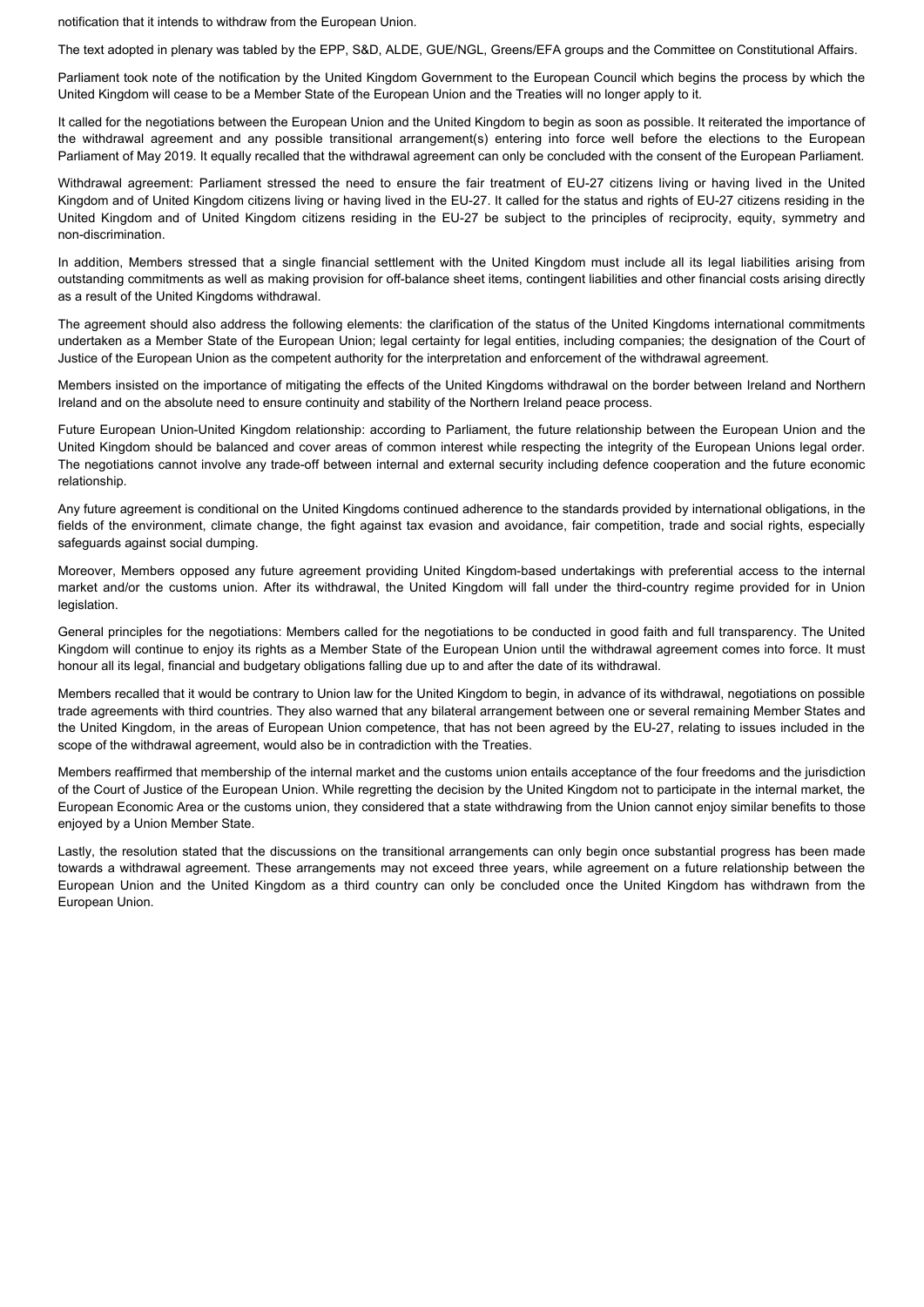notification that it intends to withdraw from the European Union.

The text adopted in plenary was tabled by the EPP, S&D, ALDE, GUE/NGL, Greens/EFA groups and the Committee on Constitutional Affairs.

Parliament took note of the notification by the United Kingdom Government to the European Council which begins the process by which the United Kingdom will cease to be a Member State of the European Union and the Treaties will no longer apply to it.

It called for the negotiations between the European Union and the United Kingdom to begin as soon as possible. It reiterated the importance of the withdrawal agreement and any possible transitional arrangement(s) entering into force well before the elections to the European Parliament of May 2019. It equally recalled that the withdrawal agreement can only be concluded with the consent of the European Parliament.

Withdrawal agreement: Parliament stressed the need to ensure the fair treatment of EU-27 citizens living or having lived in the United Kingdom and of United Kingdom citizens living or having lived in the EU-27. It called for the status and rights of EU-27 citizens residing in the United Kingdom and of United Kingdom citizens residing in the EU-27 be subject to the principles of reciprocity, equity, symmetry and non-discrimination.

In addition, Members stressed that a single financial settlement with the United Kingdom must include all its legal liabilities arising from outstanding commitments as well as making provision for off-balance sheet items, contingent liabilities and other financial costs arising directly as a result of the United Kingdoms withdrawal.

The agreement should also address the following elements: the clarification of the status of the United Kingdoms international commitments undertaken as a Member State of the European Union; legal certainty for legal entities, including companies; the designation of the Court of Justice of the European Union as the competent authority for the interpretation and enforcement of the withdrawal agreement.

Members insisted on the importance of mitigating the effects of the United Kingdoms withdrawal on the border between Ireland and Northern Ireland and on the absolute need to ensure continuity and stability of the Northern Ireland peace process.

Future European Union-United Kingdom relationship: according to Parliament, the future relationship between the European Union and the United Kingdom should be balanced and cover areas of common interest while respecting the integrity of the European Unions legal order. The negotiations cannot involve any trade-off between internal and external security including defence cooperation and the future economic relationship.

Any future agreement is conditional on the United Kingdoms continued adherence to the standards provided by international obligations, in the fields of the environment, climate change, the fight against tax evasion and avoidance, fair competition, trade and social rights, especially safeguards against social dumping.

Moreover, Members opposed any future agreement providing United Kingdom-based undertakings with preferential access to the internal market and/or the customs union. After its withdrawal, the United Kingdom will fall under the third-country regime provided for in Union legislation.

General principles for the negotiations: Members called for the negotiations to be conducted in good faith and full transparency. The United Kingdom will continue to enjoy its rights as a Member State of the European Union until the withdrawal agreement comes into force. It must honour all its legal, financial and budgetary obligations falling due up to and after the date of its withdrawal.

Members recalled that it would be contrary to Union law for the United Kingdom to begin, in advance of its withdrawal, negotiations on possible trade agreements with third countries. They also warned that any bilateral arrangement between one or several remaining Member States and the United Kingdom, in the areas of European Union competence, that has not been agreed by the EU-27, relating to issues included in the scope of the withdrawal agreement, would also be in contradiction with the Treaties.

Members reaffirmed that membership of the internal market and the customs union entails acceptance of the four freedoms and the jurisdiction of the Court of Justice of the European Union. While regretting the decision by the United Kingdom not to participate in the internal market, the European Economic Area or the customs union, they considered that a state withdrawing from the Union cannot enjoy similar benefits to those enjoyed by a Union Member State.

Lastly, the resolution stated that the discussions on the transitional arrangements can only begin once substantial progress has been made towards a withdrawal agreement. These arrangements may not exceed three years, while agreement on a future relationship between the European Union and the United Kingdom as a third country can only be concluded once the United Kingdom has withdrawn from the European Union.